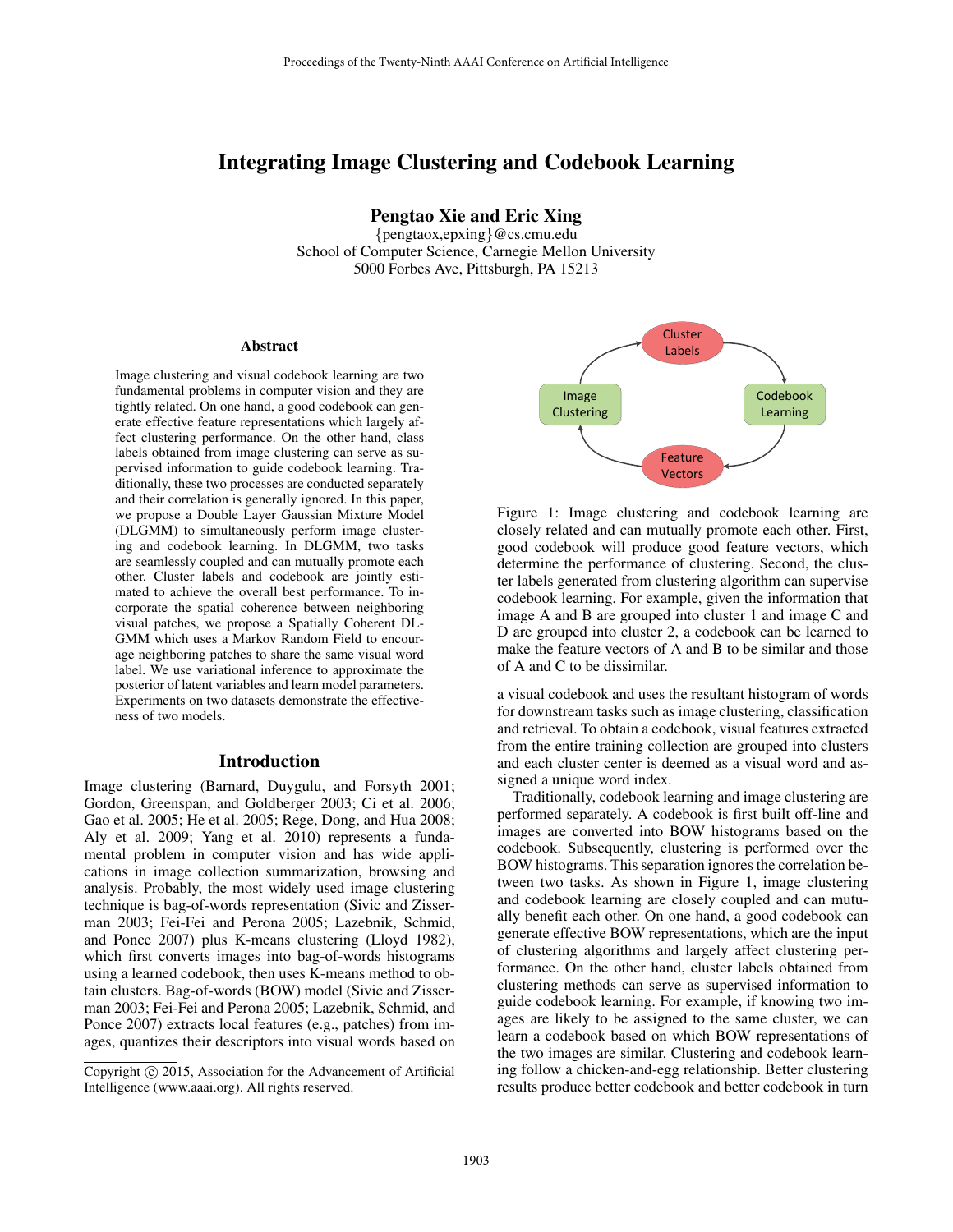# Integrating Image Clustering and Codebook Learning

**Pengtao Xie and Eric Xing**

{pengtaox,epxing}@cs.cmu.edu
School of Computer Science, Carnegie Mellon University
5000 Forbes Ave, Pittsburgh, PA 15213

### Abstract

Image clustering and visual codebook learning are two fundamental problems in computer vision and they are tightly related. On one hand, a good codebook can generate effective feature representations which largely affect clustering performance. On the other hand, class labels obtained from image clustering can serve as supervised information to guide codebook learning. Traditionally, these two processes are conducted separately and their correlation is generally ignored. In this paper, we propose a Double Layer Gaussian Mixture Model (DLGMM) to simultaneously perform image clustering and codebook learning. In DLGMM, two tasks are seamlessly coupled and can mutually promote each other. Cluster labels and codebook are jointly estimated to achieve the overall best performance. To incorporate the spatial coherence between neighboring visual patches, we propose a Spatially Coherent DLGMM which uses a Markov Random Field to encourage neighboring patches to share the same visual word label. We use variational inference to approximate the posterior of latent variables and learn model parameters. Experiments on two datasets demonstrate the effectiveness of two models.

## Introduction

Image clustering (Barnard, Duygulu, and Forsyth 2001; Gordon, Greenspan, and Goldberger 2003; Ci et al. 2006; Gao et al. 2005; He et al. 2005; Rege, Dong, and Hua 2008; Aly et al. 2009; Yang et al. 2010) represents a fundamental problem in computer vision and has wide applications in image collection summarization, browsing and analysis. Probably, the most widely used image clustering technique is bag-of-words representation (Sivic and Zisserman 2003; Fei-Fei and Perona 2005; Lazebnik, Schmid, and Ponce 2007) plus K-means clustering (Lloyd 1982), which first converts images into bag-of-words histograms using a learned codebook, then uses K-means method to obtain clusters. Bag-of-words (BOW) model (Sivic and Zisserman 2003; Fei-Fei and Perona 2005; Lazebnik, Schmid, and Ponce 2007) extracts local features (e.g., patches) from images, quantizes their descriptors into visual words based on a visual codebook and uses the resultant histogram of words for downstream tasks such as image clustering, classification and retrieval. To obtain a codebook, visual features extracted from the entire training collection are grouped into clusters and each cluster center is deemed as a visual word and assigned a unique word index.

Cluster Labels

Image Clustering

Codebook Learning

Feature Vectors

Figure 1: Image clustering and codebook learning are closely related and can mutually promote each other. First, good codebook will produce good feature vectors, which determine the performance of clustering. Second, the cluster labels generated from clustering algorithm can supervise codebook learning. For example, given the information that image A and B are grouped into cluster 1 and image C and D are grouped into cluster 2, a codebook can be learned to make the feature vectors of A and B to be similar and those of A and C to be dissimilar.

Traditionally, codebook learning and image clustering are performed separately. A codebook is first built off-line and images are converted into BOW histograms based on the codebook. Subsequently, clustering is performed over the BOW histograms. This separation ignores the correlation between two tasks. As shown in Figure 1, image clustering and codebook learning are closely coupled and can mutually benefit each other. On one hand, a good codebook can generate effective BOW representations, which are the input of clustering algorithms and largely affect clustering performance. On the other hand, cluster labels obtained from clustering methods can serve as supervised information to guide codebook learning. For example, if knowing two images are likely to be assigned to the same cluster, we can learn a codebook based on which BOW representations of the two images are similar. Clustering and codebook learning follow a chicken-and-egg relationship. Better clustering results produce better codebook and better codebook in turn

Copyright © 2015, Association for the Advancement of Artificial Intelligence (www.aaai.org). All rights reserved.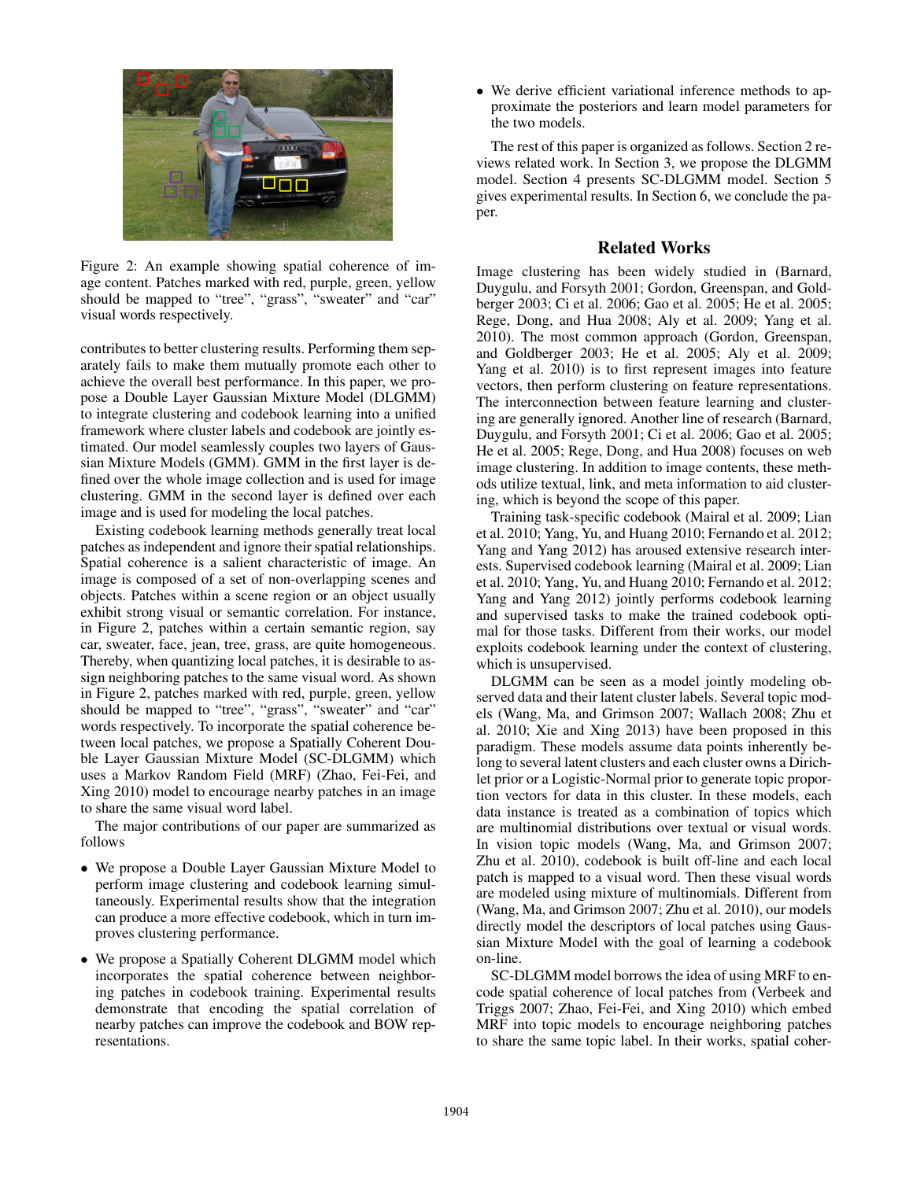Figure 2: An example showing spatial coherence of image content. Patches marked with red, purple, green, yellow should be mapped to "tree", "grass", "sweater" and "car" visual words respectively.

contributes to better clustering results. Performing them separately fails to make them mutually promote each other to achieve the overall best performance. In this paper, we propose a Double Layer Gaussian Mixture Model (DLGMM) to integrate clustering and codebook learning into a unified framework where cluster labels and codebook are jointly estimated. Our model seamlessly couples two layers of Gaussian Mixture Models (GMM). GMM in the first layer is defined over the whole image collection and is used for image clustering. GMM in the second layer is defined over each image and is used for modeling the local patches.

Existing codebook learning methods generally treat local patches as independent and ignore their spatial relationships. Spatial coherence is a salient characteristic of image. An image is composed of a set of non-overlapping scenes and objects. Patches within a scene region or an object usually exhibit strong visual or semantic correlation. For instance, in Figure 2, patches within a certain semantic region, say car, sweater, face, jean, tree, grass, are quite homogeneous. Thereby, when quantizing local patches, it is desirable to assign neighboring patches to the same visual word. As shown in Figure 2, patches marked with red, purple, green, yellow should be mapped to "tree", "grass", "sweater" and "car" words respectively. To incorporate the spatial coherence between local patches, we propose a Spatially Coherent Double Layer Gaussian Mixture Model (SC-DLGMM) which uses a Markov Random Field (MRF) (Zhao, Fei-Fei, and Xing 2010) model to encourage nearby patches in an image to share the same visual word label.

The major contributions of our paper are summarized as follows

- We propose a Double Layer Gaussian Mixture Model to perform image clustering and codebook learning simultaneously. Experimental results show that the integration can produce a more effective codebook, which in turn improves clustering performance.
- We propose a Spatially Coherent DLGMM model which incorporates the spatial coherence between neighboring patches in codebook training. Experimental results demonstrate that encoding the spatial correlation of nearby patches can improve the codebook and BOW representations.
- We derive efficient variational inference methods to approximate the posteriors and learn model parameters for the two models.

The rest of this paper is organized as follows. Section 2 reviews related work. In Section 3, we propose the DLGMM model. Section 4 presents SC-DLGMM model. Section 5 gives experimental results. In Section 6, we conclude the paper.

## Related Works

Image clustering has been widely studied in (Barnard, Duygulu, and Forsyth 2001; Gordon, Greenspan, and Goldberger 2003; Ci et al. 2006; Gao et al. 2005; He et al. 2005; Rege, Dong, and Hua 2008; Aly et al. 2009; Yang et al. 2010). The most common approach (Gordon, Greenspan, and Goldberger 2003; He et al. 2005; Aly et al. 2009; Yang et al. 2010) is to first represent images into feature vectors, then perform clustering on feature representations. The interconnection between feature learning and clustering are generally ignored. Another line of research (Barnard, Duygulu, and Forsyth 2001; Ci et al. 2006; Gao et al. 2005; He et al. 2005; Rege, Dong, and Hua 2008) focuses on web image clustering. In addition to image contents, these methods utilize textual, link, and meta information to aid clustering, which is beyond the scope of this paper.

Training task-specific codebook (Mairal et al. 2009; Lian et al. 2010; Yang, Yu, and Huang 2010; Fernando et al. 2012; Yang and Yang 2012) has aroused extensive research interests. Supervised codebook learning (Mairal et al. 2009; Lian et al. 2010; Yang, Yu, and Huang 2010; Fernando et al. 2012; Yang and Yang 2012) jointly performs codebook learning and supervised tasks to make the trained codebook optimal for those tasks. Different from their works, our model exploits codebook learning under the context of clustering, which is unsupervised.

DLGMM can be seen as a model jointly modeling observed data and their latent cluster labels. Several topic models (Wang, Ma, and Grimson 2007; Wallach 2008; Zhu et al. 2010; Xie and Xing 2013) have been proposed in this paradigm. These models assume data points inherently belong to several latent clusters and each cluster owns a Dirichlet prior or a Logistic-Normal prior to generate topic proportion vectors for data in this cluster. In these models, each data instance is treated as a combination of topics which are multinomial distributions over textual or visual words. In vision topic models (Wang, Ma, and Grimson 2007; Zhu et al. 2010), codebook is built off-line and each local patch is mapped to a visual word. Then these visual words are modeled using mixture of multinomials. Different from (Wang, Ma, and Grimson 2007; Zhu et al. 2010), our models directly model the descriptors of local patches using Gaussian Mixture Model with the goal of learning a codebook on-line.

SC-DLGMM model borrows the idea of using MRF to encode spatial coherence of local patches from (Verbeek and Triggs 2007; Zhao, Fei-Fei, and Xing 2010) which embed MRF into topic models to encourage neighboring patches to share the same topic label. In their works, spatial coher-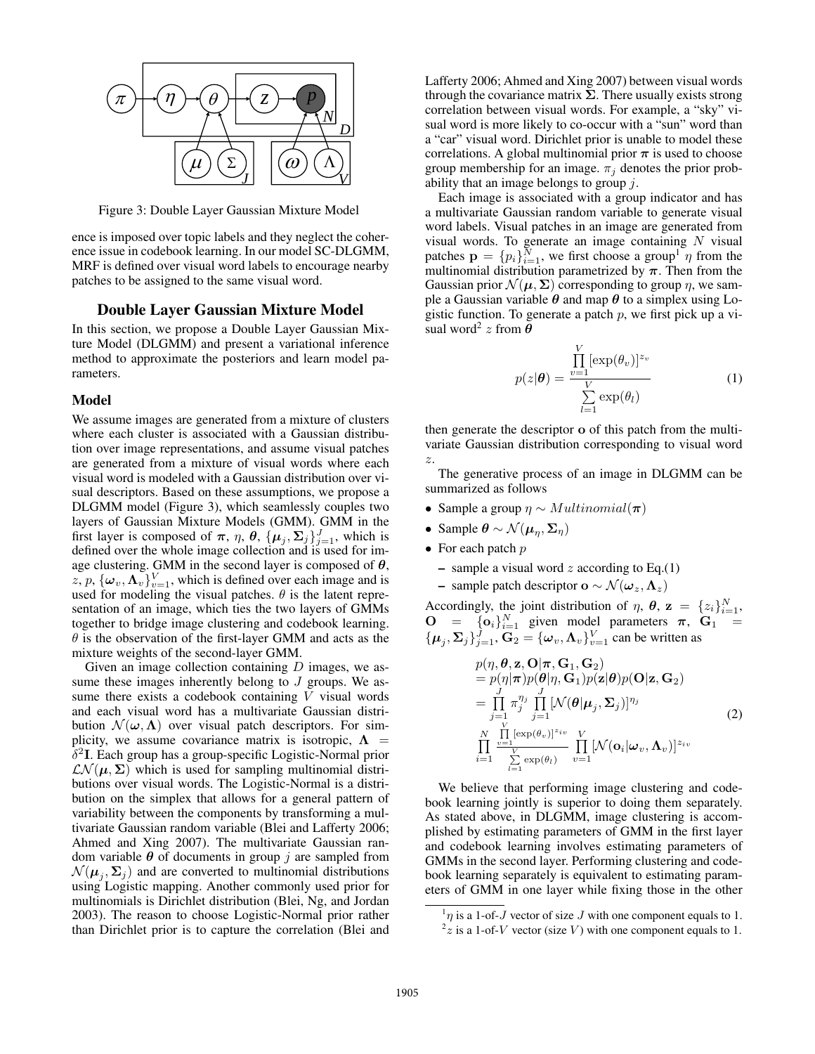Figure 3: Double Layer Gaussian Mixture Model

ence is imposed over topic labels and they neglect the coherence issue in codebook learning. In our model SC-DLGMM, MRF is defined over visual word labels to encourage nearby patches to be assigned to the same visual word.

## Double Layer Gaussian Mixture Model

In this section, we propose a Double Layer Gaussian Mixture Model (DLGMM) and present a variational inference method to approximate the posteriors and learn model parameters.

### Model

We assume images are generated from a mixture of clusters where each cluster is associated with a Gaussian distribution over image representations, and assume visual patches are generated from a mixture of visual words where each visual word is modeled with a Gaussian distribution over visual descriptors. Based on these assumptions, we propose a DLGMM model (Figure 3), which seamlessly couples two layers of Gaussian Mixture Models (GMM). GMM in the first layer is composed of $\boldsymbol{\pi}$, $\eta$, $\boldsymbol{\theta}$, $\{\boldsymbol{\mu}_j, \boldsymbol{\Sigma}_j\}_{j=1}^J$, which is defined over the whole image collection and is used for image clustering. GMM in the second layer is composed of $\boldsymbol{\theta}$, $z$, $p$, $\{\boldsymbol{\omega}_v, \boldsymbol{\Lambda}_v\}_{v=1}^V$, which is defined over each image and is used for modeling the visual patches. $\theta$ is the latent representation of an image, which ties the two layers of GMMs together to bridge image clustering and codebook learning. $\theta$ is the observation of the first-layer GMM and acts as the mixture weights of the second-layer GMM.

Given an image collection containing $D$ images, we assume these images inherently belong to $J$ groups. We assume there exists a codebook containing $V$ visual words and each visual word has a multivariate Gaussian distribution $\mathcal{N}(\boldsymbol{\omega}, \boldsymbol{\Lambda})$ over visual patch descriptors. For simplicity, we assume covariance matrix is isotropic, $\boldsymbol{\Lambda} = \delta^2\mathbf{I}$. Each group has a group-specific Logistic-Normal prior $\mathcal{LN}(\boldsymbol{\mu}, \boldsymbol{\Sigma})$ which is used for sampling multinomial distributions over visual words. The Logistic-Normal is a distribution on the simplex that allows for a general pattern of variability between the components by transforming a multivariate Gaussian random variable (Blei and Lafferty 2006; Ahmed and Xing 2007). The multivariate Gaussian random variable $\boldsymbol{\theta}$ of documents in group $j$ are sampled from $\mathcal{N}(\boldsymbol{\mu}_j, \boldsymbol{\Sigma}_j)$ and are converted to multinomial distributions using Logistic mapping. Another commonly used prior for multinomials is Dirichlet distribution (Blei, Ng, and Jordan 2003). The reason to choose Logistic-Normal prior rather than Dirichlet prior is to capture the correlation (Blei and Lafferty 2006; Ahmed and Xing 2007) between visual words through the covariance matrix $\boldsymbol{\Sigma}$. There usually exists strong correlation between visual words. For example, a "sky" visual word is more likely to co-occur with a "sun" word than a "car" visual word. Dirichlet prior is unable to model these correlations. A global multinomial prior $\boldsymbol{\pi}$ is used to choose group membership for an image. $\pi_j$ denotes the prior probability that an image belongs to group $j$.

Each image is associated with a group indicator and has a multivariate Gaussian random variable to generate visual word labels. Visual patches in an image are generated from visual words. To generate an image containing $N$ visual patches $\mathbf{p} = \{p_i\}_{i=1}^N$, we first choose a group[1] $\eta$ from the multinomial distribution parametrized by $\boldsymbol{\pi}$. Then from the Gaussian prior $\mathcal{N}(\boldsymbol{\mu}, \boldsymbol{\Sigma})$ corresponding to group $\eta$, we sample a Gaussian variable $\boldsymbol{\theta}$ and map $\boldsymbol{\theta}$ to a simplex using Logistic function. To generate a patch $p$, we first pick up a visual word[2] $z$ from $\boldsymbol{\theta}$

$$p(z|\boldsymbol{\theta}) = \frac{\prod_{v=1}^{V} [\exp(\theta_v)]^{z_v}}{\sum_{l=1}^{V} \exp(\theta_l)} \tag{1}$$

then generate the descriptor $\mathbf{o}$ of this patch from the multivariate Gaussian distribution corresponding to visual word $z$.

The generative process of an image in DLGMM can be summarized as follows

- Sample a group $\eta \sim Multinomial(\boldsymbol{\pi})$
- Sample $\boldsymbol{\theta} \sim \mathcal{N}(\boldsymbol{\mu}_\eta, \boldsymbol{\Sigma}_\eta)$
- For each patch $p$
  - sample a visual word $z$ according to Eq.(1)
  - sample patch descriptor $\mathbf{o} \sim \mathcal{N}(\boldsymbol{\omega}_z, \boldsymbol{\Lambda}_z)$

Accordingly, the joint distribution of $\eta$, $\boldsymbol{\theta}$, $\mathbf{z} = \{z_i\}_{i=1}^N$, $\mathbf{O} = \{\mathbf{o}_i\}_{i=1}^N$ given model parameters $\boldsymbol{\pi}$, $\mathbf{G}_1 = \{\boldsymbol{\mu}_j, \boldsymbol{\Sigma}_j\}_{j=1}^J$, $\mathbf{G}_2 = \{\boldsymbol{\omega}_v, \boldsymbol{\Lambda}_v\}_{v=1}^V$ can be written as

$$\begin{aligned} & p(\eta, \boldsymbol{\theta}, \mathbf{z}, \mathbf{O}|\boldsymbol{\pi}, \mathbf{G}_1, \mathbf{G}_2) \\ & = p(\eta|\boldsymbol{\pi})p(\boldsymbol{\theta}|\eta, \mathbf{G}_1)p(\mathbf{z}|\boldsymbol{\theta})p(\mathbf{O}|\mathbf{z}, \mathbf{G}_2) \\ & = \prod_{j=1}^{J} \pi_j^{\eta_j} \prod_{j=1}^{J} [\mathcal{N}(\boldsymbol{\theta}|\boldsymbol{\mu}_j, \boldsymbol{\Sigma}_j)]^{\eta_j} \\ & \prod_{i=1}^{N} \frac{\prod_{v=1}^{V} [\exp(\theta_v)]^{z_{iv}}}{\sum_{l=1}^{V} \exp(\theta_l)} \prod_{v=1}^{V} [\mathcal{N}(\mathbf{o}_i|\boldsymbol{\omega}_v, \boldsymbol{\Lambda}_v)]^{z_{iv}} \end{aligned} \tag{2}$$

We believe that performing image clustering and codebook learning jointly is superior to doing them separately. As stated above, in DLGMM, image clustering is accomplished by estimating parameters of GMM in the first layer and codebook learning involves estimating parameters of GMMs in the second layer. Performing clustering and codebook learning separately is equivalent to estimating parameters of GMM in one layer while fixing those in the other

[1] $\eta$ is a 1-of-$J$ vector of size $J$ with one component equals to 1.

[2] $z$ is a 1-of-$V$ vector (size $V$) with one component equals to 1.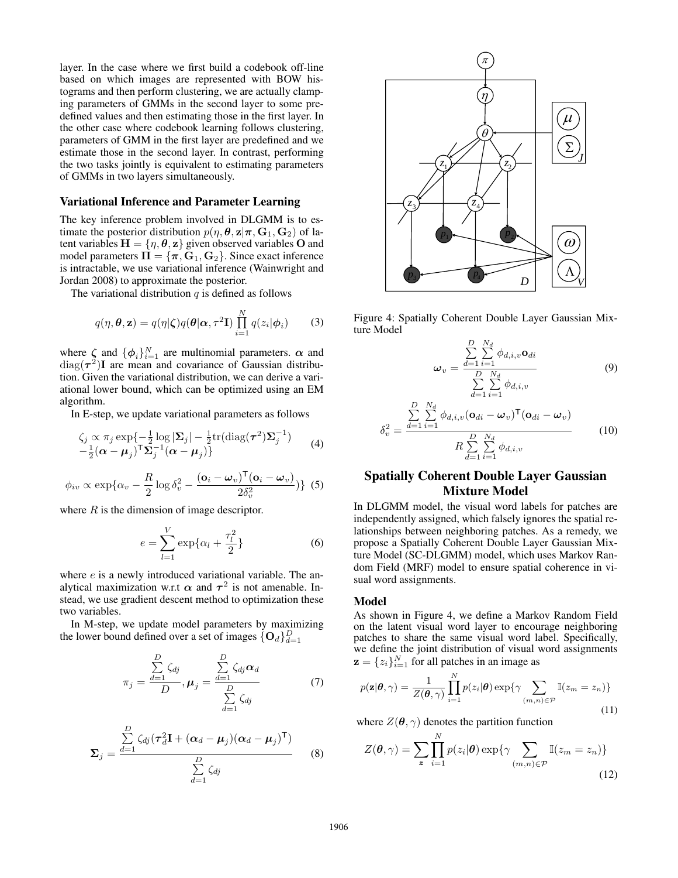layer. In the case where we first build a codebook off-line based on which images are represented with BOW histograms and then perform clustering, we are actually clamping parameters of GMMs in the second layer to some predefined values and then estimating those in the first layer. In the other case where codebook learning follows clustering, parameters of GMM in the first layer are predefined and we estimate those in the second layer. In contrast, performing the two tasks jointly is equivalent to estimating parameters of GMMs in two layers simultaneously.

### Variational Inference and Parameter Learning

The key inference problem involved in DLGMM is to estimate the posterior distribution $p(\eta, \boldsymbol{\theta}, \mathbf{z}|\boldsymbol{\pi}, \mathbf{G}_1, \mathbf{G}_2)$ of latent variables $\mathbf{H} = \{\eta, \theta, \mathbf{z}\}$ given observed variables $\mathbf{O}$ and model parameters $\boldsymbol{\Pi} = \{\boldsymbol{\pi}, \mathbf{G}_1, \mathbf{G}_2\}$. Since exact inference is intractable, we use variational inference (Wainwright and Jordan 2008) to approximate the posterior.

The variational distribution $q$ is defined as follows

$$q(\eta, \boldsymbol{\theta}, \mathbf{z}) = q(\eta|\boldsymbol{\zeta})q(\boldsymbol{\theta}|\boldsymbol{\alpha}, \tau^2\mathbf{I})\prod_{i=1}^{N} q(z_i|\boldsymbol{\phi}_i) \quad (3)$$

where $\boldsymbol{\zeta}$ and $\{\boldsymbol{\phi}_i\}_{i=1}^{N}$ are multinomial parameters. $\boldsymbol{\alpha}$ and $\mathrm{diag}(\boldsymbol{\tau}^2)\mathbf{I}$ are mean and covariance of Gaussian distribution. Given the variational distribution, we can derive a variational lower bound, which can be optimized using an EM algorithm.

In E-step, we update variational parameters as follows

$$\begin{aligned}\zeta_j \propto \pi_j \exp\{&-\tfrac{1}{2}\log|\boldsymbol{\Sigma}_j| - \tfrac{1}{2}\mathrm{tr}(\mathrm{diag}(\boldsymbol{\tau}^2)\boldsymbol{\Sigma}_j^{-1}) \\ &-\tfrac{1}{2}(\boldsymbol{\alpha} - \boldsymbol{\mu}_j)^{\mathsf{T}}\boldsymbol{\Sigma}_j^{-1}(\boldsymbol{\alpha} - \boldsymbol{\mu}_j)\}\end{aligned} \quad (4)$$

$$\phi_{iv} \propto \exp\{\alpha_v - \frac{R}{2}\log\delta_v^2 - \frac{(\mathbf{o}_i - \boldsymbol{\omega}_v)^{\mathsf{T}}(\mathbf{o}_i - \boldsymbol{\omega}_v)}{2\delta_v^2})\} \quad (5)$$

where $R$ is the dimension of image descriptor.

$$e = \sum_{l=1}^{V} \exp\{\alpha_l + \frac{\tau_l^2}{2}\} \quad (6)$$

where $e$ is a newly introduced variational variable. The analytical maximization w.r.t $\boldsymbol{\alpha}$ and $\boldsymbol{\tau}^2$ is not amenable. Instead, we use gradient descent method to optimization these two variables.

In M-step, we update model parameters by maximizing the lower bound defined over a set of images $\{\mathbf{O}_d\}_{d=1}^{D}$

$$\pi_j = \frac{\sum_{d=1}^{D}\zeta_{dj}}{D}, \boldsymbol{\mu}_j = \frac{\sum_{d=1}^{D}\zeta_{dj}\boldsymbol{\alpha}_d}{\sum_{d=1}^{D}\zeta_{dj}} \quad (7)$$

$$\boldsymbol{\Sigma}_j = \frac{\sum_{d=1}^{D}\zeta_{dj}(\boldsymbol{\tau}_d^2\mathbf{I} + (\boldsymbol{\alpha}_d - \boldsymbol{\mu}_j)(\boldsymbol{\alpha}_d - \boldsymbol{\mu}_j)^{\mathsf{T}})}{\sum_{d=1}^{D}\zeta_{dj}} \quad (8)$$

Figure 4: Spatially Coherent Double Layer Gaussian Mixture Model

$$\boldsymbol{\omega}_v = \frac{\sum_{d=1}^{D}\sum_{i=1}^{N_d}\phi_{d,i,v}\mathbf{o}_{di}}{\sum_{d=1}^{D}\sum_{i=1}^{N_d}\phi_{d,i,v}} \quad (9)$$

$$\delta_v^2 = \frac{\sum_{d=1}^{D}\sum_{i=1}^{N_d}\phi_{d,i,v}(\mathbf{o}_{di} - \boldsymbol{\omega}_v)^{\mathsf{T}}(\mathbf{o}_{di} - \boldsymbol{\omega}_v)}{R\sum_{d=1}^{D}\sum_{i=1}^{N_d}\phi_{d,i,v}} \quad (10)$$

## Spatially Coherent Double Layer Gaussian Mixture Model

In DLGMM model, the visual word labels for patches are independently assigned, which falsely ignores the spatial relationships between neighboring patches. As a remedy, we propose a Spatially Coherent Double Layer Gaussian Mixture Model (SC-DLGMM) model, which uses Markov Random Field (MRF) model to ensure spatial coherence in visual word assignments.

### Model

As shown in Figure 4, we define a Markov Random Field on the latent visual word layer to encourage neighboring patches to share the same visual word label. Specifically, we define the joint distribution of visual word assignments $\mathbf{z} = \{z_i\}_{i=1}^{N}$ for all patches in an image as

$$p(\mathbf{z}|\boldsymbol{\theta}, \gamma) = \frac{1}{Z(\boldsymbol{\theta}, \gamma)}\prod_{i=1}^{N} p(z_i|\boldsymbol{\theta})\exp\{\gamma\sum_{(m,n)\in\mathcal{P}}\mathbb{I}(z_m = z_n)\} \quad (11)$$

where $Z(\boldsymbol{\theta}, \gamma)$ denotes the partition function

$$Z(\boldsymbol{\theta}, \gamma) = \sum_{\boldsymbol{z}}\prod_{i=1}^{N} p(z_i|\boldsymbol{\theta})\exp\{\gamma\sum_{(m,n)\in\mathcal{P}}\mathbb{I}(z_m = z_n)\} \quad (12)$$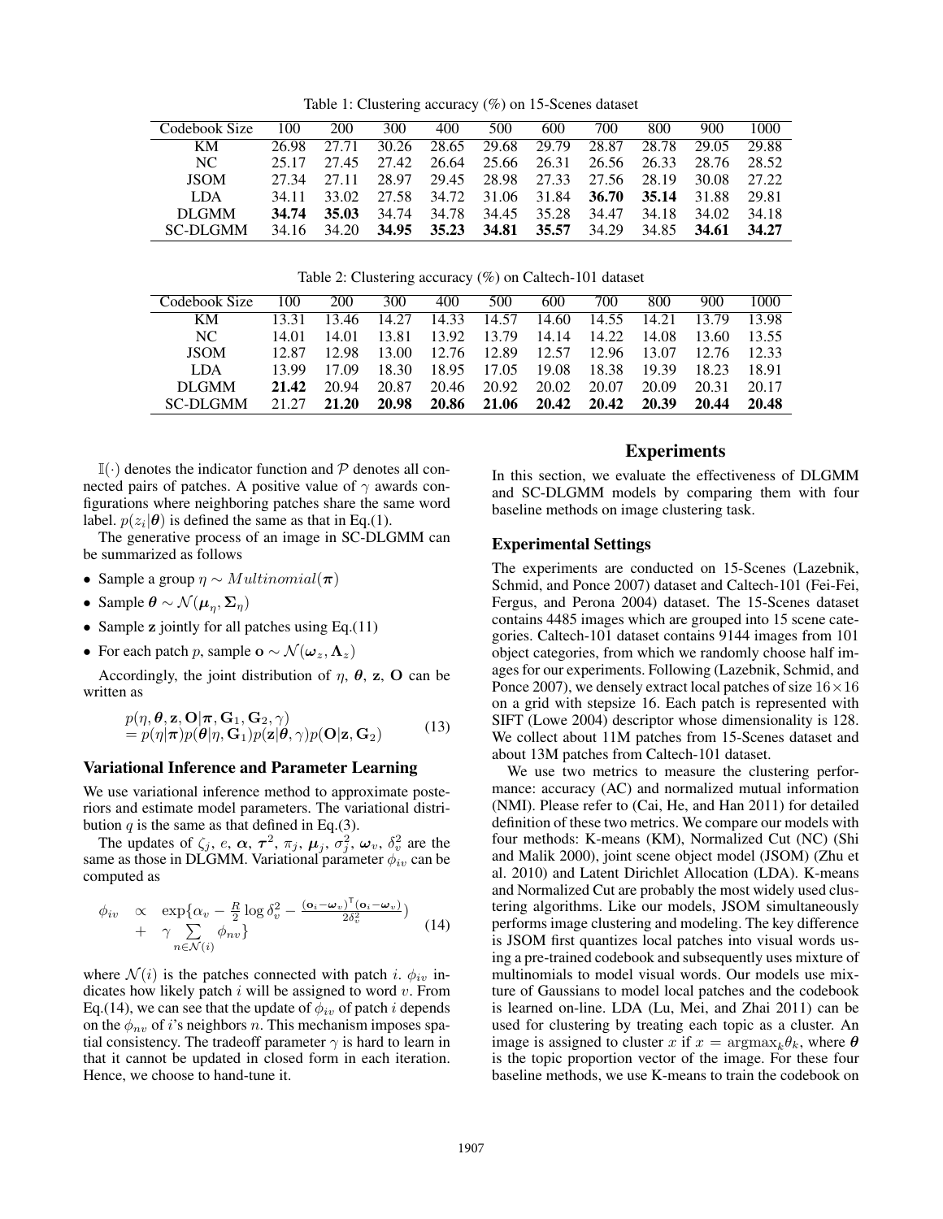Table 1: Clustering accuracy (%) on 15-Scenes dataset

| Codebook Size | 100 | 200 | 300 | 400 | 500 | 600 | 700 | 800 | 900 | 1000 |
|---|---|---|---|---|---|---|---|---|---|---|
| KM | 26.98 | 27.71 | 30.26 | 28.65 | 29.68 | 29.79 | 28.87 | 28.78 | 29.05 | 29.88 |
| NC | 25.17 | 27.45 | 27.42 | 26.64 | 25.66 | 26.31 | 26.56 | 26.33 | 28.76 | 28.52 |
| JSOM | 27.34 | 27.11 | 28.97 | 29.45 | 28.98 | 27.33 | 27.56 | 28.19 | 30.08 | 27.22 |
| LDA | 34.11 | 33.02 | 27.58 | 34.72 | 31.06 | 31.84 | **36.70** | **35.14** | 31.88 | 29.81 |
| DLGMM | **34.74** | **35.03** | 34.74 | 34.78 | 34.45 | 35.28 | 34.47 | 34.18 | 34.02 | 34.18 |
| SC-DLGMM | 34.16 | 34.20 | **34.95** | **35.23** | **34.81** | **35.57** | 34.29 | 34.85 | **34.61** | **34.27** |

Table 2: Clustering accuracy (%) on Caltech-101 dataset

| Codebook Size | 100 | 200 | 300 | 400 | 500 | 600 | 700 | 800 | 900 | 1000 |
|---|---|---|---|---|---|---|---|---|---|---|
| KM | 13.31 | 13.46 | 14.27 | 14.33 | 14.57 | 14.60 | 14.55 | 14.21 | 13.79 | 13.98 |
| NC | 14.01 | 14.01 | 13.81 | 13.92 | 13.79 | 14.14 | 14.22 | 14.08 | 13.60 | 13.55 |
| JSOM | 12.87 | 12.98 | 13.00 | 12.76 | 12.89 | 12.57 | 12.96 | 13.07 | 12.76 | 12.33 |
| LDA | 13.99 | 17.09 | 18.30 | 18.95 | 17.05 | 19.08 | 18.38 | 19.39 | 18.23 | 18.91 |
| DLGMM | **21.42** | 20.94 | 20.87 | 20.46 | 20.92 | 20.02 | 20.07 | 20.09 | 20.31 | 20.17 |
| SC-DLGMM | 21.27 | **21.20** | **20.98** | **20.86** | **21.06** | **20.42** | **20.42** | **20.39** | **20.44** | **20.48** |

$\mathbb{I}(\cdot)$ denotes the indicator function and $\mathcal{P}$ denotes all connected pairs of patches. A positive value of $\gamma$ awards configurations where neighboring patches share the same word label. $p(z_i|\boldsymbol{\theta})$ is defined the same as that in Eq.(1).

The generative process of an image in SC-DLGMM can be summarized as follows

- Sample a group $\eta \sim Multinomial(\boldsymbol{\pi})$
- Sample $\boldsymbol{\theta} \sim \mathcal{N}(\boldsymbol{\mu}_\eta, \boldsymbol{\Sigma}_\eta)$
- Sample $\mathbf{z}$ jointly for all patches using Eq.(11)
- For each patch $p$, sample $\mathbf{o} \sim \mathcal{N}(\boldsymbol{\omega}_z, \boldsymbol{\Lambda}_z)$

Accordingly, the joint distribution of $\eta$, $\boldsymbol{\theta}$, $\mathbf{z}$, $\mathbf{O}$ can be written as

$$
\begin{aligned}
&p(\eta, \boldsymbol{\theta}, \mathbf{z}, \mathbf{O}|\boldsymbol{\pi}, \mathbf{G}_1, \mathbf{G}_2, \gamma) \\
&= p(\eta|\boldsymbol{\pi})p(\boldsymbol{\theta}|\eta, \mathbf{G}_1)p(\mathbf{z}|\boldsymbol{\theta}, \gamma)p(\mathbf{O}|\mathbf{z}, \mathbf{G}_2)
\end{aligned} \tag{13}
$$

### Variational Inference and Parameter Learning

We use variational inference method to approximate posteriors and estimate model parameters. The variational distribution $q$ is the same as that defined in Eq.(3).

The updates of $\zeta_j$, $e$, $\boldsymbol{\alpha}$, $\boldsymbol{\tau}^2$, $\pi_j$, $\boldsymbol{\mu}_j$, $\sigma_j^2$, $\boldsymbol{\omega}_v$, $\delta_v^2$ are the same as those in DLGMM. Variational parameter $\phi_{iv}$ can be computed as

$$
\begin{aligned}
\phi_{iv} \quad &\propto \quad \exp\{\alpha_v - \frac{R}{2}\log\delta_v^2 - \frac{(\mathbf{o}_i - \boldsymbol{\omega}_v)^\top(\mathbf{o}_i - \boldsymbol{\omega}_v)}{2\delta_v^2}) \\
&+ \quad \gamma \sum_{n \in \mathcal{N}(i)} \phi_{nv}\}
\end{aligned} \tag{14}
$$

where $\mathcal{N}(i)$ is the patches connected with patch $i$. $\phi_{iv}$ indicates how likely patch $i$ will be assigned to word $v$. From Eq.(14), we can see that the update of $\phi_{iv}$ of patch $i$ depends on the $\phi_{nv}$ of $i$'s neighbors $n$. This mechanism imposes spatial consistency. The tradeoff parameter $\gamma$ is hard to learn in that it cannot be updated in closed form in each iteration. Hence, we choose to hand-tune it.

## Experiments

In this section, we evaluate the effectiveness of DLGMM and SC-DLGMM models by comparing them with four baseline methods on image clustering task.

### Experimental Settings

The experiments are conducted on 15-Scenes (Lazebnik, Schmid, and Ponce 2007) dataset and Caltech-101 (Fei-Fei, Fergus, and Perona 2004) dataset. The 15-Scenes dataset contains 4485 images which are grouped into 15 scene categories. Caltech-101 dataset contains 9144 images from 101 object categories, from which we randomly choose half images for our experiments. Following (Lazebnik, Schmid, and Ponce 2007), we densely extract local patches of size $16 \times 16$ on a grid with stepsize 16. Each patch is represented with SIFT (Lowe 2004) descriptor whose dimensionality is 128. We collect about 11M patches from 15-Scenes dataset and about 13M patches from Caltech-101 dataset.

We use two metrics to measure the clustering performance: accuracy (AC) and normalized mutual information (NMI). Please refer to (Cai, He, and Han 2011) for detailed definition of these two metrics. We compare our models with four methods: K-means (KM), Normalized Cut (NC) (Shi and Malik 2000), joint scene object model (JSOM) (Zhu et al. 2010) and Latent Dirichlet Allocation (LDA). K-means and Normalized Cut are probably the most widely used clustering algorithms. Like our models, JSOM simultaneously performs image clustering and modeling. The key difference is JSOM first quantizes local patches into visual words using a pre-trained codebook and subsequently uses mixture of multinomials to model visual words. Our models use mixture of Gaussians to model local patches and the codebook is learned on-line. LDA (Lu, Mei, and Zhai 2011) can be used for clustering by treating each topic as a cluster. An image is assigned to cluster $x$ if $x = \text{argmax}_k \theta_k$, where $\boldsymbol{\theta}$ is the topic proportion vector of the image. For these four baseline methods, we use K-means to train the codebook on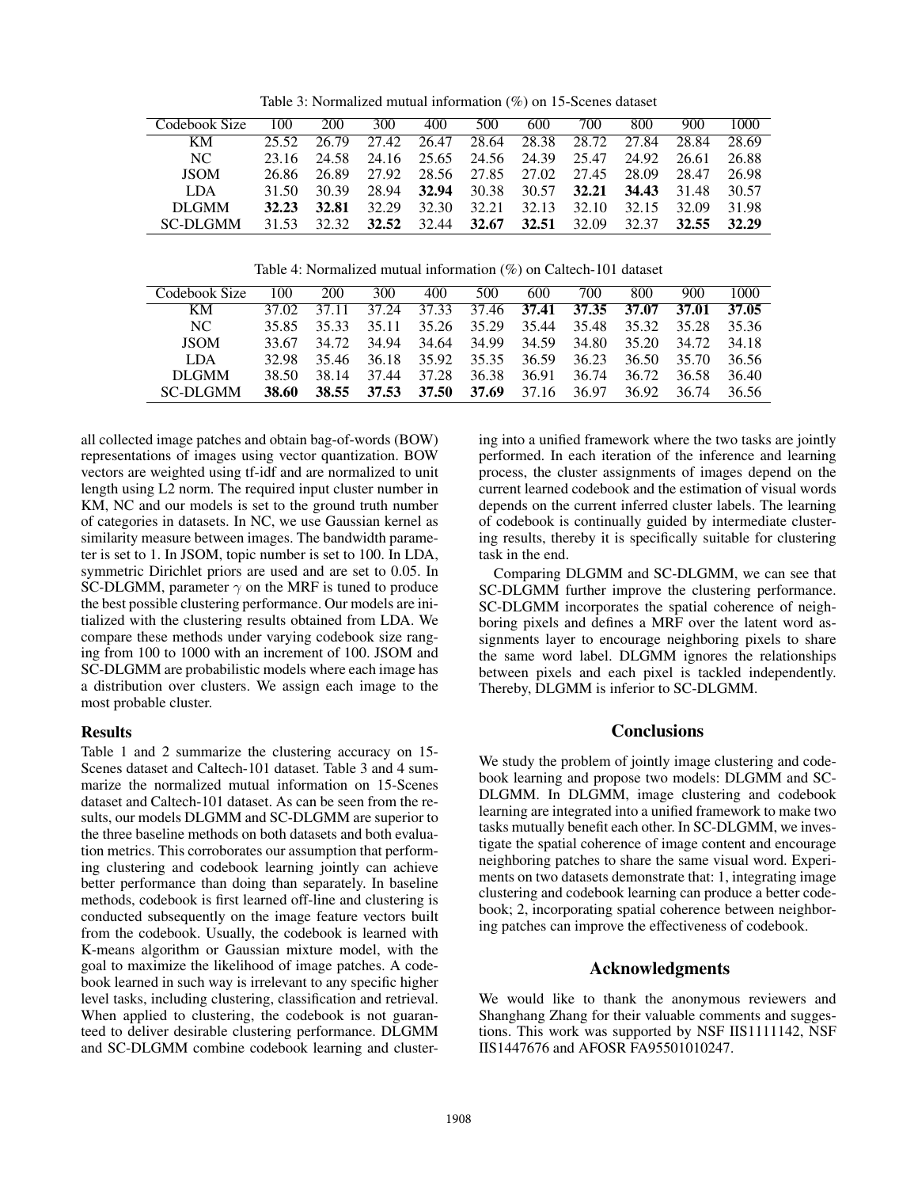Table 3: Normalized mutual information (%) on 15-Scenes dataset

| Codebook Size | 100 | 200 | 300 | 400 | 500 | 600 | 700 | 800 | 900 | 1000 |
|---|---|---|---|---|---|---|---|---|---|---|
| KM | 25.52 | 26.79 | 27.42 | 26.47 | 28.64 | 28.38 | 28.72 | 27.84 | 28.84 | 28.69 |
| NC | 23.16 | 24.58 | 24.16 | 25.65 | 24.56 | 24.39 | 25.47 | 24.92 | 26.61 | 26.88 |
| JSOM | 26.86 | 26.89 | 27.92 | 28.56 | 27.85 | 27.02 | 27.45 | 28.09 | 28.47 | 26.98 |
| LDA | 31.50 | 30.39 | 28.94 | **32.94** | 30.38 | 30.57 | **32.21** | **34.43** | 31.48 | 30.57 |
| DLGMM | **32.23** | **32.81** | 32.29 | 32.30 | 32.21 | 32.13 | 32.10 | 32.15 | 32.09 | 31.98 |
| SC-DLGMM | 31.53 | 32.32 | **32.52** | 32.44 | **32.67** | **32.51** | 32.09 | 32.37 | **32.55** | **32.29** |

Table 4: Normalized mutual information (%) on Caltech-101 dataset

| Codebook Size | 100 | 200 | 300 | 400 | 500 | 600 | 700 | 800 | 900 | 1000 |
|---|---|---|---|---|---|---|---|---|---|---|
| KM | 37.02 | 37.11 | 37.24 | 37.33 | 37.46 | **37.41** | **37.35** | **37.07** | **37.01** | **37.05** |
| NC | 35.85 | 35.33 | 35.11 | 35.26 | 35.29 | 35.44 | 35.48 | 35.32 | 35.28 | 35.36 |
| JSOM | 33.67 | 34.72 | 34.94 | 34.64 | 34.99 | 34.59 | 34.80 | 35.20 | 34.72 | 34.18 |
| LDA | 32.98 | 35.46 | 36.18 | 35.92 | 35.35 | 36.59 | 36.23 | 36.50 | 35.70 | 36.56 |
| DLGMM | 38.50 | 38.14 | 37.44 | 37.28 | 36.38 | 36.91 | 36.74 | 36.72 | 36.58 | 36.40 |
| SC-DLGMM | **38.60** | **38.55** | **37.53** | **37.50** | **37.69** | 37.16 | 36.97 | 36.92 | 36.74 | 36.56 |

all collected image patches and obtain bag-of-words (BOW) representations of images using vector quantization. BOW vectors are weighted using tf-idf and are normalized to unit length using L2 norm. The required input cluster number in KM, NC and our models is set to the ground truth number of categories in datasets. In NC, we use Gaussian kernel as similarity measure between images. The bandwidth parameter is set to 1. In JSOM, topic number is set to 100. In LDA, symmetric Dirichlet priors are used and are set to 0.05. In SC-DLGMM, parameter $\gamma$ on the MRF is tuned to produce the best possible clustering performance. Our models are initialized with the clustering results obtained from LDA. We compare these methods under varying codebook size ranging from 100 to 1000 with an increment of 100. JSOM and SC-DLGMM are probabilistic models where each image has a distribution over clusters. We assign each image to the most probable cluster.

### Results

Table 1 and 2 summarize the clustering accuracy on 15-Scenes dataset and Caltech-101 dataset. Table 3 and 4 summarize the normalized mutual information on 15-Scenes dataset and Caltech-101 dataset. As can be seen from the results, our models DLGMM and SC-DLGMM are superior to the three baseline methods on both datasets and both evaluation metrics. This corroborates our assumption that performing clustering and codebook learning jointly can achieve better performance than doing than separately. In baseline methods, codebook is first learned off-line and clustering is conducted subsequently on the image feature vectors built from the codebook. Usually, the codebook is learned with K-means algorithm or Gaussian mixture model, with the goal to maximize the likelihood of image patches. A codebook learned in such way is irrelevant to any specific higher level tasks, including clustering, classification and retrieval. When applied to clustering, the codebook is not guaranteed to deliver desirable clustering performance. DLGMM and SC-DLGMM combine codebook learning and clustering into a unified framework where the two tasks are jointly performed. In each iteration of the inference and learning process, the cluster assignments of images depend on the current learned codebook and the estimation of visual words depends on the current inferred cluster labels. The learning of codebook is continually guided by intermediate clustering results, thereby it is specifically suitable for clustering task in the end.

Comparing DLGMM and SC-DLGMM, we can see that SC-DLGMM further improve the clustering performance. SC-DLGMM incorporates the spatial coherence of neighboring pixels and defines a MRF over the latent word assignments layer to encourage neighboring pixels to share the same word label. DLGMM ignores the relationships between pixels and each pixel is tackled independently. Thereby, DLGMM is inferior to SC-DLGMM.

## Conclusions

We study the problem of jointly image clustering and codebook learning and propose two models: DLGMM and SC-DLGMM. In DLGMM, image clustering and codebook learning are integrated into a unified framework to make two tasks mutually benefit each other. In SC-DLGMM, we investigate the spatial coherence of image content and encourage neighboring patches to share the same visual word. Experiments on two datasets demonstrate that: 1, integrating image clustering and codebook learning can produce a better codebook; 2, incorporating spatial coherence between neighboring patches can improve the effectiveness of codebook.

## Acknowledgments

We would like to thank the anonymous reviewers and Shanghang Zhang for their valuable comments and suggestions. This work was supported by NSF IIS1111142, NSF IIS1447676 and AFOSR FA95501010247.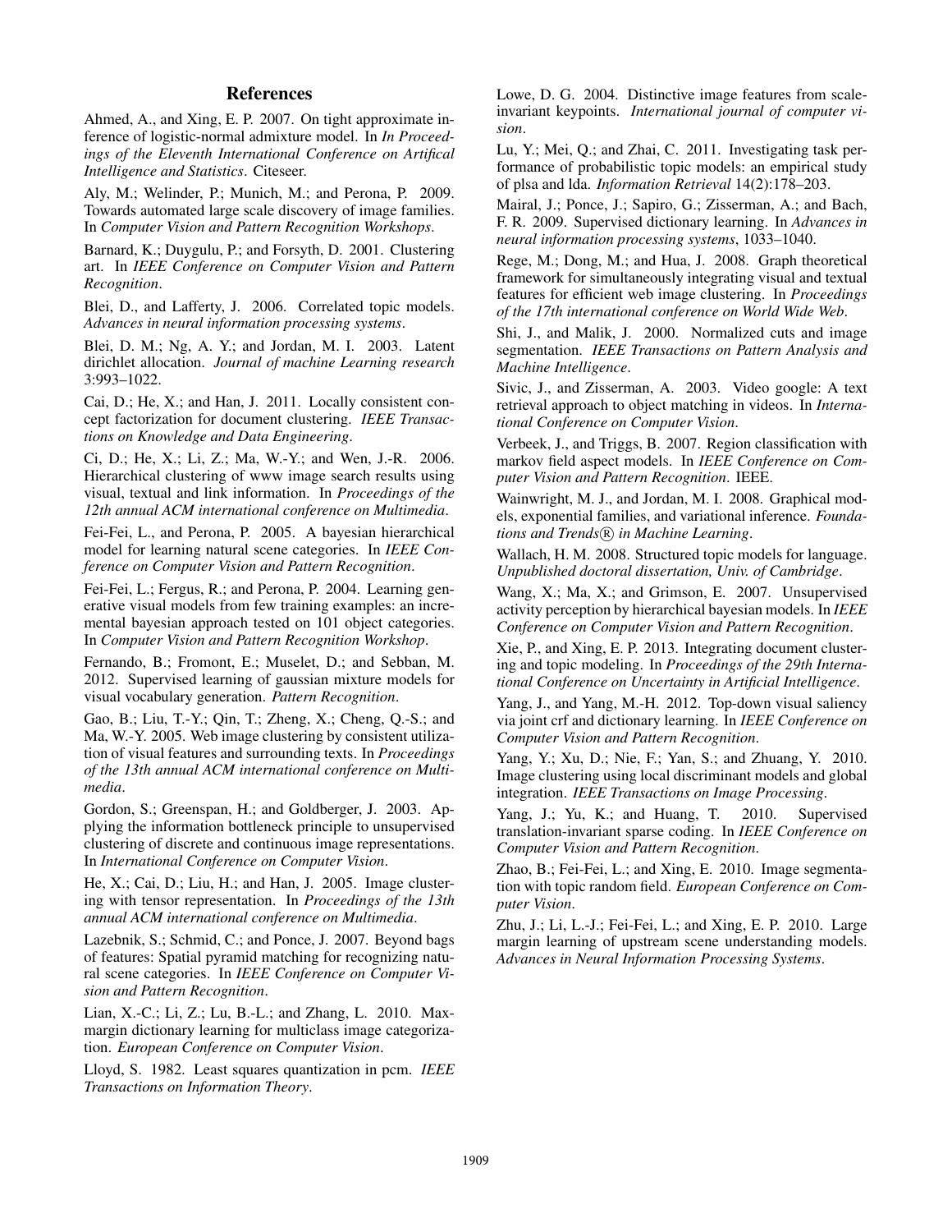## References

Ahmed, A., and Xing, E. P. 2007. On tight approximate inference of logistic-normal admixture model. In *In Proceedings of the Eleventh International Conference on Artifical Intelligence and Statistics*. Citeseer.

Aly, M.; Welinder, P.; Munich, M.; and Perona, P. 2009. Towards automated large scale discovery of image families. In *Computer Vision and Pattern Recognition Workshops*.

Barnard, K.; Duygulu, P.; and Forsyth, D. 2001. Clustering art. In *IEEE Conference on Computer Vision and Pattern Recognition*.

Blei, D., and Lafferty, J. 2006. Correlated topic models. *Advances in neural information processing systems*.

Blei, D. M.; Ng, A. Y.; and Jordan, M. I. 2003. Latent dirichlet allocation. *Journal of machine Learning research* 3:993–1022.

Cai, D.; He, X.; and Han, J. 2011. Locally consistent concept factorization for document clustering. *IEEE Transactions on Knowledge and Data Engineering*.

Ci, D.; He, X.; Li, Z.; Ma, W.-Y.; and Wen, J.-R. 2006. Hierarchical clustering of www image search results using visual, textual and link information. In *Proceedings of the 12th annual ACM international conference on Multimedia*.

Fei-Fei, L., and Perona, P. 2005. A bayesian hierarchical model for learning natural scene categories. In *IEEE Conference on Computer Vision and Pattern Recognition*.

Fei-Fei, L.; Fergus, R.; and Perona, P. 2004. Learning generative visual models from few training examples: an incremental bayesian approach tested on 101 object categories. In *Computer Vision and Pattern Recognition Workshop*.

Fernando, B.; Fromont, E.; Muselet, D.; and Sebban, M. 2012. Supervised learning of gaussian mixture models for visual vocabulary generation. *Pattern Recognition*.

Gao, B.; Liu, T.-Y.; Qin, T.; Zheng, X.; Cheng, Q.-S.; and Ma, W.-Y. 2005. Web image clustering by consistent utilization of visual features and surrounding texts. In *Proceedings of the 13th annual ACM international conference on Multimedia*.

Gordon, S.; Greenspan, H.; and Goldberger, J. 2003. Applying the information bottleneck principle to unsupervised clustering of discrete and continuous image representations. In *International Conference on Computer Vision*.

He, X.; Cai, D.; Liu, H.; and Han, J. 2005. Image clustering with tensor representation. In *Proceedings of the 13th annual ACM international conference on Multimedia*.

Lazebnik, S.; Schmid, C.; and Ponce, J. 2007. Beyond bags of features: Spatial pyramid matching for recognizing natural scene categories. In *IEEE Conference on Computer Vision and Pattern Recognition*.

Lian, X.-C.; Li, Z.; Lu, B.-L.; and Zhang, L. 2010. Max-margin dictionary learning for multiclass image categorization. *European Conference on Computer Vision*.

Lloyd, S. 1982. Least squares quantization in pcm. *IEEE Transactions on Information Theory*.

Lowe, D. G. 2004. Distinctive image features from scale-invariant keypoints. *International journal of computer vision*.

Lu, Y.; Mei, Q.; and Zhai, C. 2011. Investigating task performance of probabilistic topic models: an empirical study of plsa and lda. *Information Retrieval* 14(2):178–203.

Mairal, J.; Ponce, J.; Sapiro, G.; Zisserman, A.; and Bach, F. R. 2009. Supervised dictionary learning. In *Advances in neural information processing systems*, 1033–1040.

Rege, M.; Dong, M.; and Hua, J. 2008. Graph theoretical framework for simultaneously integrating visual and textual features for efficient web image clustering. In *Proceedings of the 17th international conference on World Wide Web*.

Shi, J., and Malik, J. 2000. Normalized cuts and image segmentation. *IEEE Transactions on Pattern Analysis and Machine Intelligence*.

Sivic, J., and Zisserman, A. 2003. Video google: A text retrieval approach to object matching in videos. In *International Conference on Computer Vision*.

Verbeek, J., and Triggs, B. 2007. Region classification with markov field aspect models. In *IEEE Conference on Computer Vision and Pattern Recognition*. IEEE.

Wainwright, M. J., and Jordan, M. I. 2008. Graphical models, exponential families, and variational inference. *Foundations and Trends® in Machine Learning*.

Wallach, H. M. 2008. Structured topic models for language. *Unpublished doctoral dissertation, Univ. of Cambridge*.

Wang, X.; Ma, X.; and Grimson, E. 2007. Unsupervised activity perception by hierarchical bayesian models. In *IEEE Conference on Computer Vision and Pattern Recognition*.

Xie, P., and Xing, E. P. 2013. Integrating document clustering and topic modeling. In *Proceedings of the 29th International Conference on Uncertainty in Artificial Intelligence*.

Yang, J., and Yang, M.-H. 2012. Top-down visual saliency via joint crf and dictionary learning. In *IEEE Conference on Computer Vision and Pattern Recognition*.

Yang, Y.; Xu, D.; Nie, F.; Yan, S.; and Zhuang, Y. 2010. Image clustering using local discriminant models and global integration. *IEEE Transactions on Image Processing*.

Yang, J.; Yu, K.; and Huang, T. 2010. Supervised translation-invariant sparse coding. In *IEEE Conference on Computer Vision and Pattern Recognition*.

Zhao, B.; Fei-Fei, L.; and Xing, E. 2010. Image segmentation with topic random field. *European Conference on Computer Vision*.

Zhu, J.; Li, L.-J.; Fei-Fei, L.; and Xing, E. P. 2010. Large margin learning of upstream scene understanding models. *Advances in Neural Information Processing Systems*.